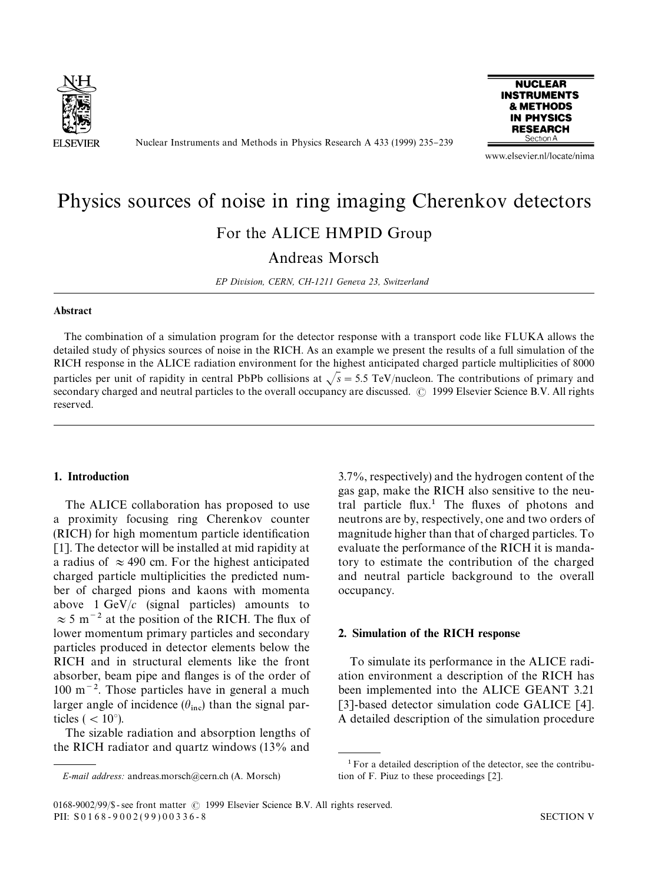# Physics sources of noise in ring imaging Cherenkov detectors

For the ALICE HMPID Group

Andreas Morsch

*EP Division, CERN, CH-1211 Geneva 23, Switzerland*

## Abstract

The combination of a simulation program for the detector response with a transport code like FLUKA allows the detailed study of physics sources of noise in the RICH. As an example we present the results of a full simulation of the RICH response in the ALICE radiation environment for the highest anticipated charged particle multiplicities of 8000 particles per unit of rapidity in central PbPb collisions at $\sqrt{s} = 5.5$ TeV/nucleon. The contributions of primary and secondary charged and neutral particles to the overall occupancy are discussed. © 1999 Elsevier Science B.V. All rights reserved.

## 1. Introduction

The ALICE collaboration has proposed to use a proximity focusing ring Cherenkov counter (RICH) for high momentum particle identification [1]. The detector will be installed at mid rapidity at a radius of $\approx 490$ cm. For the highest anticipated charged particle multiplicities the predicted number of charged pions and kaons with momenta above 1 GeV/$c$ (signal particles) amounts to $\approx 5$ m$^{-2}$ at the position of the RICH. The flux of lower momentum primary particles and secondary particles produced in detector elements below the RICH and in structural elements like the front absorber, beam pipe and flanges is of the order of 100 m$^{-2}$. Those particles have in general a much larger angle of incidence ($\theta_{\mathrm{inc}}$) than the signal particles ($< 10°$).

The sizable radiation and absorption lengths of the RICH radiator and quartz windows (13% and 3.7%, respectively) and the hydrogen content of the gas gap, make the RICH also sensitive to the neutral particle flux.[1] The fluxes of photons and neutrons are by, respectively, one and two orders of magnitude higher than that of charged particles. To evaluate the performance of the RICH it is mandatory to estimate the contribution of the charged and neutral particle background to the overall occupancy.

## 2. Simulation of the RICH response

To simulate its performance in the ALICE radiation environment a description of the RICH has been implemented into the ALICE GEANT 3.21 [3]-based detector simulation code GALICE [4]. A detailed description of the simulation procedure

[1] For a detailed description of the detector, see the contribution of F. Piuz to these proceedings [2].

*E-mail address:* andreas.morsch@cern.ch (A. Morsch)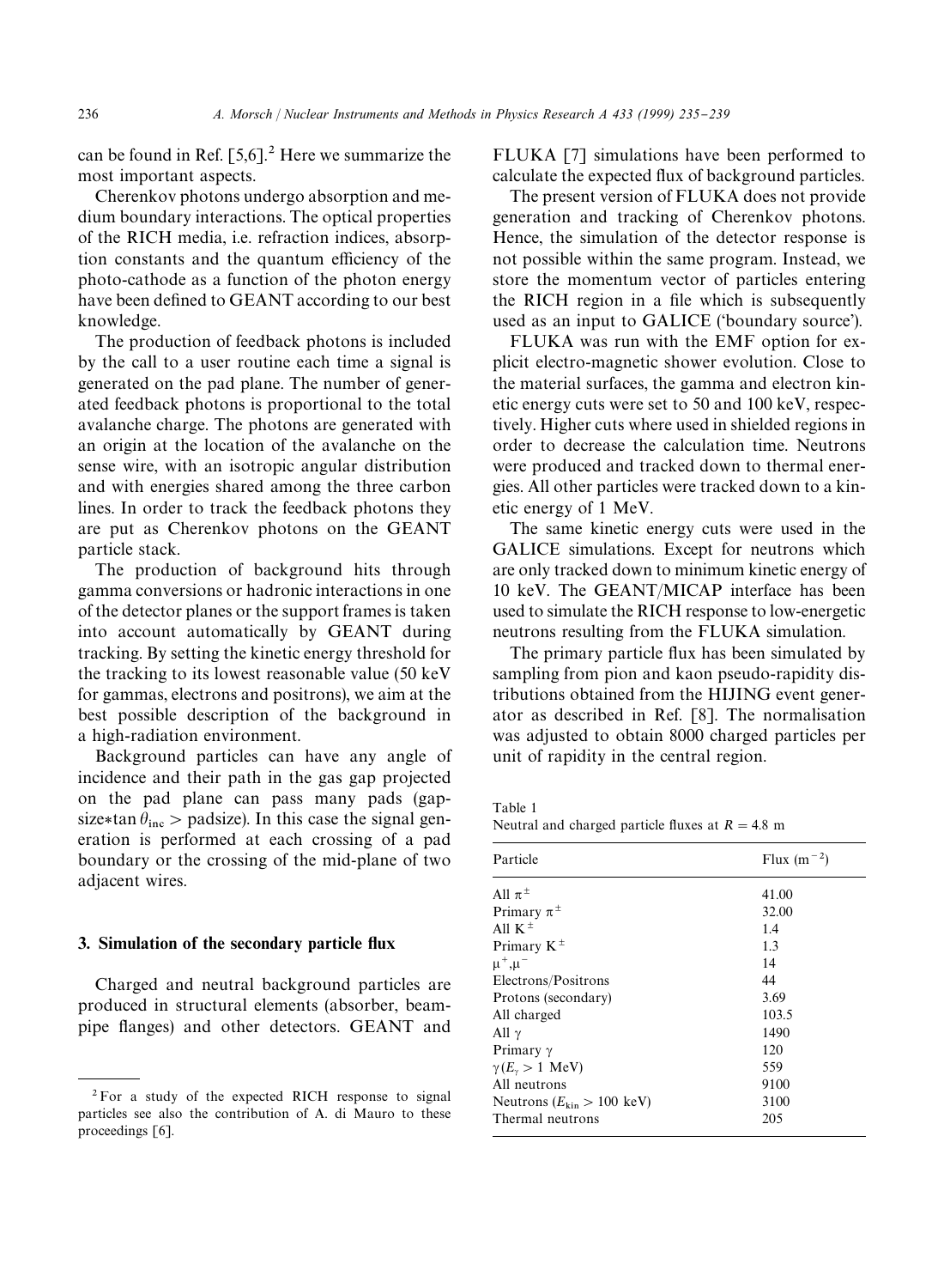can be found in Ref. [5,6].[2] Here we summarize the most important aspects.

Cherenkov photons undergo absorption and medium boundary interactions. The optical properties of the RICH media, i.e. refraction indices, absorption constants and the quantum efficiency of the photo-cathode as a function of the photon energy have been defined to GEANT according to our best knowledge.

The production of feedback photons is included by the call to a user routine each time a signal is generated on the pad plane. The number of generated feedback photons is proportional to the total avalanche charge. The photons are generated with an origin at the location of the avalanche on the sense wire, with an isotropic angular distribution and with energies shared among the three carbon lines. In order to track the feedback photons they are put as Cherenkov photons on the GEANT particle stack.

The production of background hits through gamma conversions or hadronic interactions in one of the detector planes or the support frames is taken into account automatically by GEANT during tracking. By setting the kinetic energy threshold for the tracking to its lowest reasonable value (50 keV for gammas, electrons and positrons), we aim at the best possible description of the background in a high-radiation environment.

Background particles can have any angle of incidence and their path in the gas gap projected on the pad plane can pass many pads (gapsize$*\tan\theta_{\rm inc}>$ padsize). In this case the signal generation is performed at each crossing of a pad boundary or the crossing of the mid-plane of two adjacent wires.

## 3. Simulation of the secondary particle flux

Charged and neutral background particles are produced in structural elements (absorber, beam-pipe flanges) and other detectors. GEANT and FLUKA [7] simulations have been performed to calculate the expected flux of background particles.

The present version of FLUKA does not provide generation and tracking of Cherenkov photons. Hence, the simulation of the detector response is not possible within the same program. Instead, we store the momentum vector of particles entering the RICH region in a file which is subsequently used as an input to GALICE ('boundary source').

FLUKA was run with the EMF option for explicit electro-magnetic shower evolution. Close to the material surfaces, the gamma and electron kinetic energy cuts were set to 50 and 100 keV, respectively. Higher cuts where used in shielded regions in order to decrease the calculation time. Neutrons were produced and tracked down to thermal energies. All other particles were tracked down to a kinetic energy of 1 MeV.

The same kinetic energy cuts were used in the GALICE simulations. Except for neutrons which are only tracked down to minimum kinetic energy of 10 keV. The GEANT/MICAP interface has been used to simulate the RICH response to low-energetic neutrons resulting from the FLUKA simulation.

The primary particle flux has been simulated by sampling from pion and kaon pseudo-rapidity distributions obtained from the HIJING event generator as described in Ref. [8]. The normalisation was adjusted to obtain 8000 charged particles per unit of rapidity in the central region.

Table 1
Neutral and charged particle fluxes at $R = 4.8$ m

| Particle | Flux ($\mathrm{m}^{-2}$) |
|---|---|
| All $\pi^{\pm}$ | 41.00 |
| Primary $\pi^{\pm}$ | 32.00 |
| All $K^{\pm}$ | 1.4 |
| Primary $K^{\pm}$ | 1.3 |
| $\mu^{+},\mu^{-}$ | 14 |
| Electrons/Positrons | 44 |
| Protons (secondary) | 3.69 |
| All charged | 103.5 |
| All $\gamma$ | 1490 |
| Primary $\gamma$ | 120 |
| $\gamma(E_{\gamma} > 1$ MeV) | 559 |
| All neutrons | 9100 |
| Neutrons ($E_{\rm kin} > 100$ keV) | 3100 |
| Thermal neutrons | 205 |

[2] For a study of the expected RICH response to signal particles see also the contribution of A. di Mauro to these proceedings [6].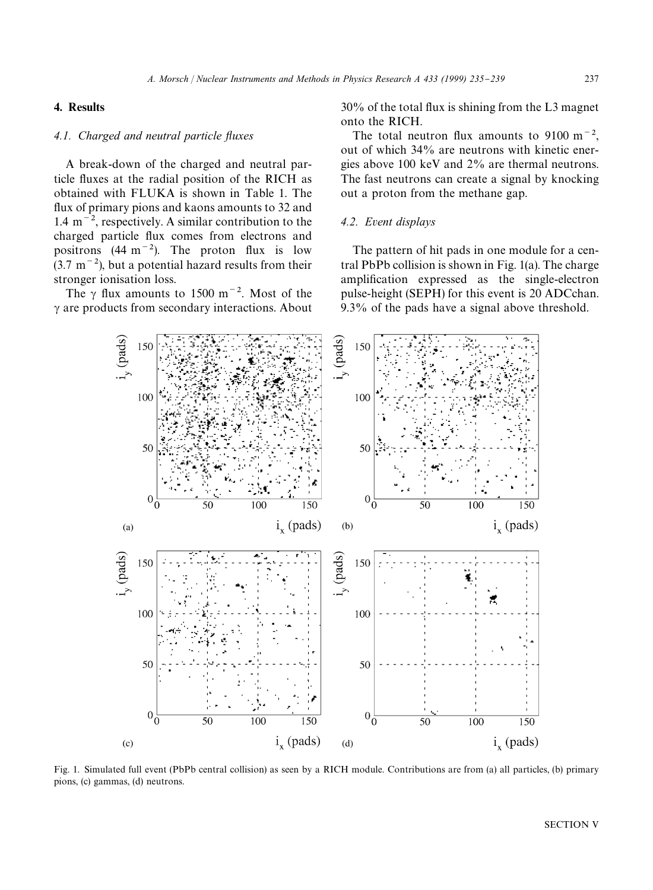## 4. Results

### 4.1. Charged and neutral particle fluxes

A break-down of the charged and neutral particle fluxes at the radial position of the RICH as obtained with FLUKA is shown in Table 1. The flux of primary pions and kaons amounts to 32 and 1.4 $m^{-2}$, respectively. A similar contribution to the charged particle flux comes from electrons and positrons (44 $m^{-2}$). The proton flux is low (3.7 $m^{-2}$), but a potential hazard results from their stronger ionisation loss.

The $\gamma$ flux amounts to 1500 $m^{-2}$. Most of the $\gamma$ are products from secondary interactions. About 30% of the total flux is shining from the L3 magnet onto the RICH.

The total neutron flux amounts to 9100 $m^{-2}$, out of which 34% are neutrons with kinetic energies above 100 keV and 2% are thermal neutrons. The fast neutrons can create a signal by knocking out a proton from the methane gap.

### 4.2. Event displays

The pattern of hit pads in one module for a central PbPb collision is shown in Fig. 1(a). The charge amplification expressed as the single-electron pulse-height (SEPH) for this event is 20 ADCchan. 9.3% of the pads have a signal above threshold.

Fig. 1. Simulated full event (PbPb central collision) as seen by a RICH module. Contributions are from (a) all particles, (b) primary pions, (c) gammas, (d) neutrons.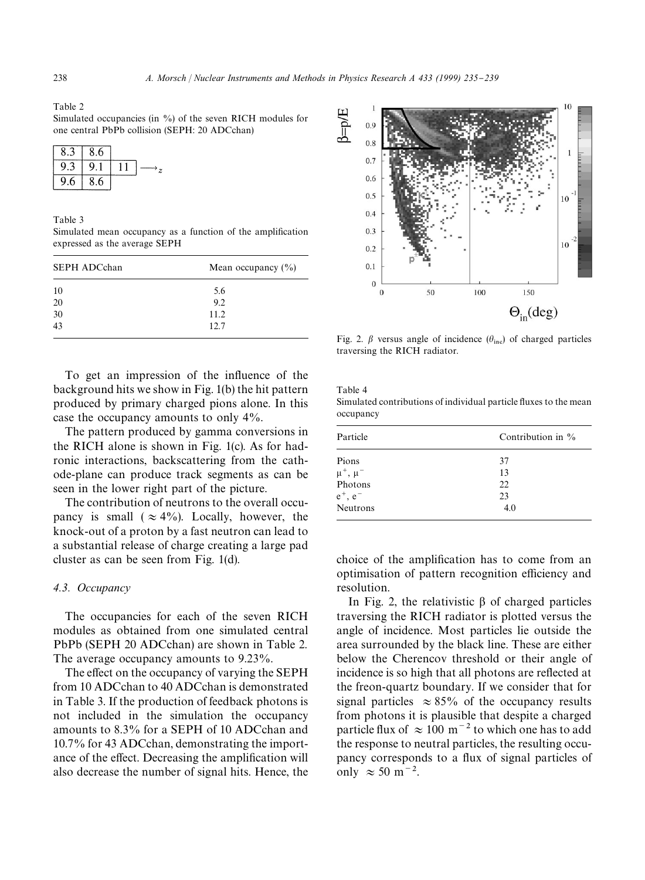Table 2
Simulated occupancies (in %) of the seven RICH modules for one central PbPb collision (SEPH: 20 ADCchan)

| | | |
|---|---|---|
| 8.3 | 8.6 | |
| 9.3 | 9.1 | 11 $\longrightarrow_z$ |
| 9.6 | 8.6 | |

Table 3
Simulated mean occupancy as a function of the amplification expressed as the average SEPH

| SEPH ADCchan | Mean occupancy (%) |
|---|---|
| 10 | 5.6 |
| 20 | 9.2 |
| 30 | 11.2 |
| 43 | 12.7 |

To get an impression of the influence of the background hits we show in Fig. 1(b) the hit pattern produced by primary charged pions alone. In this case the occupancy amounts to only 4%.

The pattern produced by gamma conversions in the RICH alone is shown in Fig. 1(c). As for hadronic interactions, backscattering from the cathode-plane can produce track segments as can be seen in the lower right part of the picture.

The contribution of neutrons to the overall occupancy is small ($\approx 4\%$). Locally, however, the knock-out of a proton by a fast neutron can lead to a substantial release of charge creating a large pad cluster as can be seen from Fig. 1(d).

### 4.3. Occupancy

The occupancies for each of the seven RICH modules as obtained from one simulated central PbPb (SEPH 20 ADCchan) are shown in Table 2. The average occupancy amounts to 9.23%.

The effect on the occupancy of varying the SEPH from 10 ADCchan to 40 ADCchan is demonstrated in Table 3. If the production of feedback photons is not included in the simulation the occupancy amounts to 8.3% for a SEPH of 10 ADCchan and 10.7% for 43 ADCchan, demonstrating the importance of the effect. Decreasing the amplification will also decrease the number of signal hits. Hence, the choice of the amplification has to come from an optimisation of pattern recognition efficiency and resolution.

Fig. 2. $\beta$ versus angle of incidence ($\theta_{\mathrm{inc}}$) of charged particles traversing the RICH radiator.

Table 4
Simulated contributions of individual particle fluxes to the mean occupancy

| Particle | Contribution in % |
|---|---|
| Pions | 37 |
| $\mu^+$, $\mu^-$ | 13 |
| Photons | 22 |
| $e^+$, $e^-$ | 23 |
| Neutrons | 4.0 |

In Fig. 2, the relativistic $\beta$ of charged particles traversing the RICH radiator is plotted versus the angle of incidence. Most particles lie outside the area surrounded by the black line. These are either below the Cherencov threshold or their angle of incidence is so high that all photons are reflected at the freon-quartz boundary. If we consider that for signal particles $\approx 85\%$ of the occupancy results from photons it is plausible that despite a charged particle flux of $\approx 100\ \mathrm{m}^{-2}$ to which one has to add the response to neutral particles, the resulting occupancy corresponds to a flux of signal particles of only $\approx 50\ \mathrm{m}^{-2}$.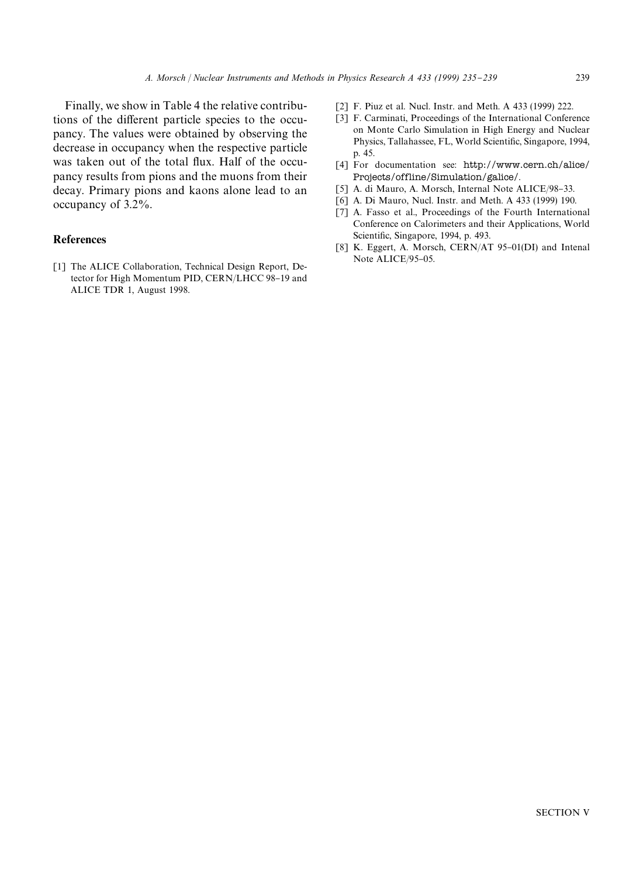Finally, we show in Table 4 the relative contributions of the different particle species to the occupancy. The values were obtained by observing the decrease in occupancy when the respective particle was taken out of the total flux. Half of the occupancy results from pions and the muons from their decay. Primary pions and kaons alone lead to an occupancy of 3.2%.

## References

[1] The ALICE Collaboration, Technical Design Report, Detector for High Momentum PID, CERN/LHCC 98–19 and ALICE TDR 1, August 1998.

[2] F. Piuz et al. Nucl. Instr. and Meth. A 433 (1999) 222.

[3] F. Carminati, Proceedings of the International Conference on Monte Carlo Simulation in High Energy and Nuclear Physics, Tallahassee, FL, World Scientific, Singapore, 1994, p. 45.

[4] For documentation see: http://www.cern.ch/alice/Projects/offline/Simulation/galice/.

[5] A. di Mauro, A. Morsch, Internal Note ALICE/98–33.

[6] A. Di Mauro, Nucl. Instr. and Meth. A 433 (1999) 190.

[7] A. Fasso et al., Proceedings of the Fourth International Conference on Calorimeters and their Applications, World Scientific, Singapore, 1994, p. 493.

[8] K. Eggert, A. Morsch, CERN/AT 95–01(DI) and Intenal Note ALICE/95–05.